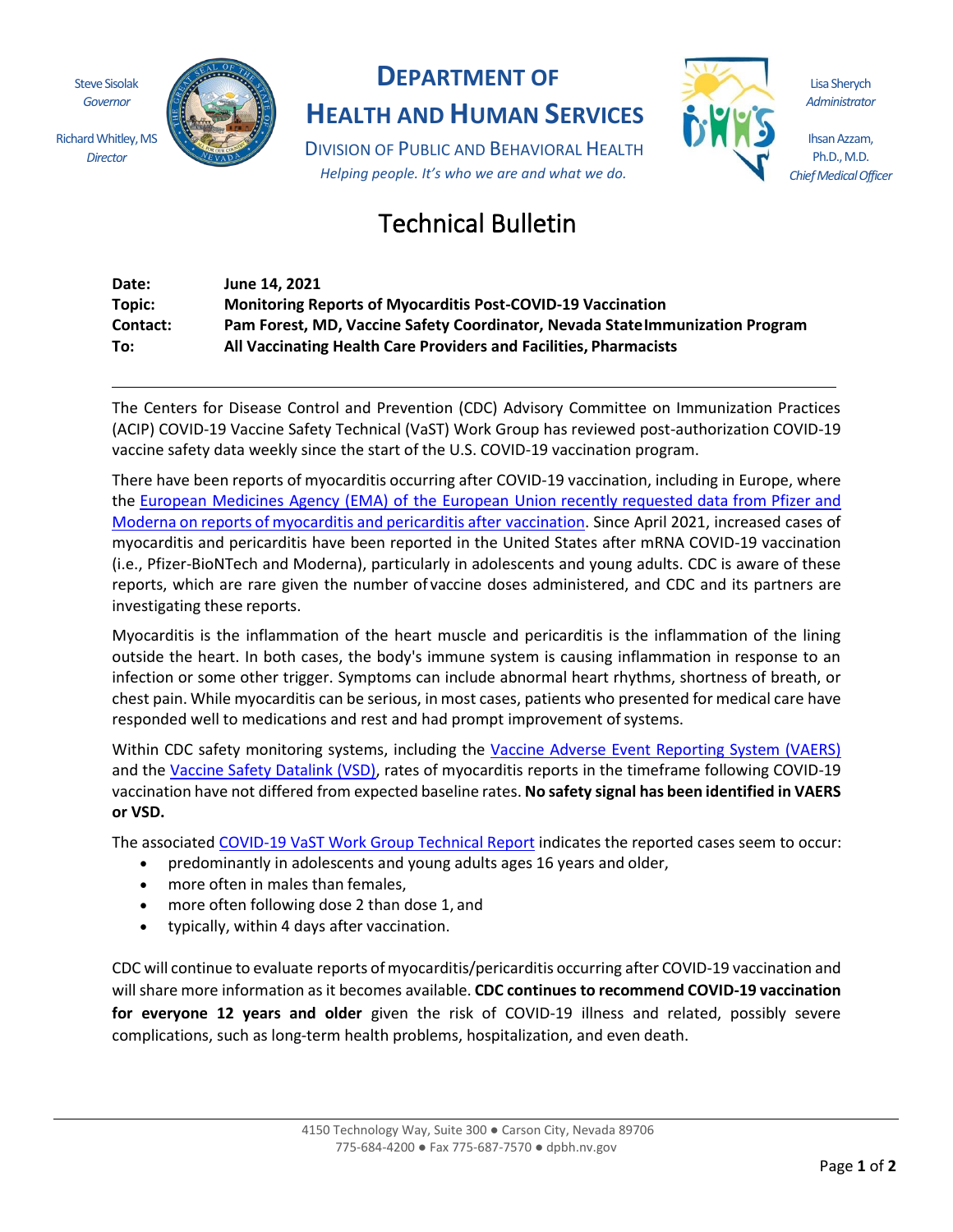Steve Sisolak
*Governor*

Richard Whitley, MS
*Director*

# DEPARTMENT OF HEALTH AND HUMAN SERVICES

DIVISION OF PUBLIC AND BEHAVIORAL HEALTH

*Helping people. It's who we are and what we do.*

Lisa Sherych
*Administrator*

Ihsan Azzam, Ph.D., M.D.
*Chief Medical Officer*

# Technical Bulletin

| | |
|---|---|
| **Date:** | **June 14, 2021** |
| **Topic:** | **Monitoring Reports of Myocarditis Post-COVID-19 Vaccination** |
| **Contact:** | **Pam Forest, MD, Vaccine Safety Coordinator, Nevada State Immunization Program** |
| **To:** | **All Vaccinating Health Care Providers and Facilities, Pharmacists** |

---

The Centers for Disease Control and Prevention (CDC) Advisory Committee on Immunization Practices (ACIP) COVID-19 Vaccine Safety Technical (VaST) Work Group has reviewed post-authorization COVID-19 vaccine safety data weekly since the start of the U.S. COVID-19 vaccination program.

There have been reports of myocarditis occurring after COVID-19 vaccination, including in Europe, where the European Medicines Agency (EMA) of the European Union recently requested data from Pfizer and Moderna on reports of myocarditis and pericarditis after vaccination. Since April 2021, increased cases of myocarditis and pericarditis have been reported in the United States after mRNA COVID-19 vaccination (i.e., Pfizer-BioNTech and Moderna), particularly in adolescents and young adults. CDC is aware of these reports, which are rare given the number of vaccine doses administered, and CDC and its partners are investigating these reports.

Myocarditis is the inflammation of the heart muscle and pericarditis is the inflammation of the lining outside the heart. In both cases, the body's immune system is causing inflammation in response to an infection or some other trigger. Symptoms can include abnormal heart rhythms, shortness of breath, or chest pain. While myocarditis can be serious, in most cases, patients who presented for medical care have responded well to medications and rest and had prompt improvement of systems.

Within CDC safety monitoring systems, including the Vaccine Adverse Event Reporting System (VAERS) and the Vaccine Safety Datalink (VSD), rates of myocarditis reports in the timeframe following COVID-19 vaccination have not differed from expected baseline rates. **No safety signal has been identified in VAERS or VSD.**

The associated COVID-19 VaST Work Group Technical Report indicates the reported cases seem to occur:

- predominantly in adolescents and young adults ages 16 years and older,
- more often in males than females,
- more often following dose 2 than dose 1, and
- typically, within 4 days after vaccination.

CDC will continue to evaluate reports of myocarditis/pericarditis occurring after COVID-19 vaccination and will share more information as it becomes available. **CDC continues to recommend COVID-19 vaccination for everyone 12 years and older** given the risk of COVID-19 illness and related, possibly severe complications, such as long-term health problems, hospitalization, and even death.

4150 Technology Way, Suite 300 ● Carson City, Nevada 89706
775-684-4200 ● Fax 775-687-7570 ● dpbh.nv.gov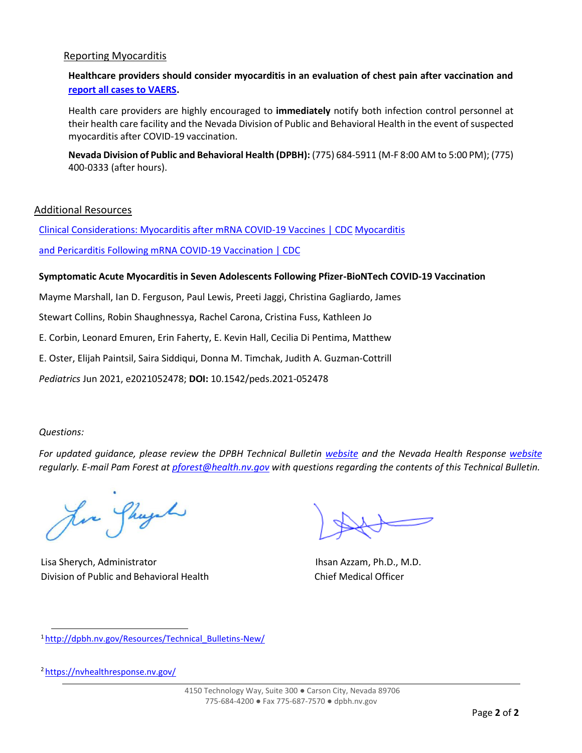## Reporting Myocarditis

**Healthcare providers should consider myocarditis in an evaluation of chest pain after vaccination and report all cases to VAERS.**

Health care providers are highly encouraged to **immediately** notify both infection control personnel at their health care facility and the Nevada Division of Public and Behavioral Health in the event of suspected myocarditis after COVID-19 vaccination.

**Nevada Division of Public and Behavioral Health (DPBH):** (775) 684-5911 (M-F 8:00 AM to 5:00 PM); (775) 400-0333 (after hours).

## Additional Resources

Clinical Considerations: Myocarditis after mRNA COVID-19 Vaccines | CDC Myocarditis and Pericarditis Following mRNA COVID-19 Vaccination | CDC

**Symptomatic Acute Myocarditis in Seven Adolescents Following Pfizer-BioNTech COVID-19 Vaccination**

Mayme Marshall, Ian D. Ferguson, Paul Lewis, Preeti Jaggi, Christina Gagliardo, James Stewart Collins, Robin Shaughnessya, Rachel Carona, Cristina Fuss, Kathleen Jo E. Corbin, Leonard Emuren, Erin Faherty, E. Kevin Hall, Cecilia Di Pentima, Matthew E. Oster, Elijah Paintsil, Saira Siddiqui, Donna M. Timchak, Judith A. Guzman-Cottrill

*Pediatrics* Jun 2021, e2021052478; **DOI:** 10.1542/peds.2021-052478

*Questions:*

*For updated guidance, please review the DPBH Technical Bulletin website and the Nevada Health Response website regularly. E-mail Pam Forest at pforest@health.nv.gov with questions regarding the contents of this Technical Bulletin.*

Lisa Sherych, Administrator
Division of Public and Behavioral Health

Ihsan Azzam, Ph.D., M.D.
Chief Medical Officer

[1] http://dpbh.nv.gov/Resources/Technical_Bulletins-New/

[2] https://nvhealthresponse.nv.gov/

4150 Technology Way, Suite 300 ● Carson City, Nevada 89706
775-684-4200 ● Fax 775-687-7570 ● dpbh.nv.gov